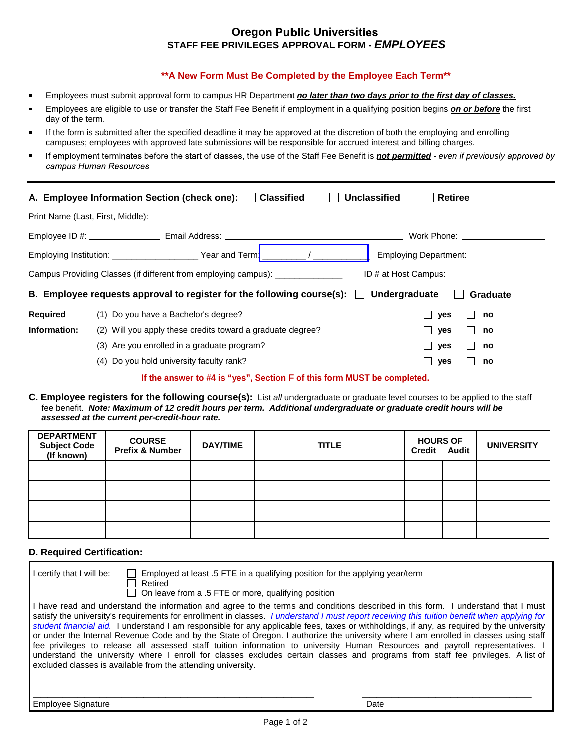# Oregon Public Universities

## STAFF FEE PRIVILEGES APPROVAL FORM - *EMPLOYEES*

**\*\*A New Form Must Be Completed by the Employee Each Term\*\***

- Employees must submit approval form to campus HR Department ***no later than two days prior to the first day of classes.***
- Employees are eligible to use or transfer the Staff Fee Benefit if employment in a qualifying position begins ***on or before*** the first day of the term.
- If the form is submitted after the specified deadline it may be approved at the discretion of both the employing and enrolling campuses; employees with approved late submissions will be responsible for accrued interest and billing charges.
- If employment terminates before the start of classes, the use of the Staff Fee Benefit is ***not permitted*** *- even if previously approved by campus Human Resources*

---

**A. Employee Information Section (check one):** ☐ **Classified** ☐ **Unclassified** ☐ **Retiree**

Print Name (Last, First, Middle): ______________________________________________

Employee ID #: _______________ Email Address: ______________________________ Work Phone: _________________

Employing Institution: _________________ Year and Term: _________ / ___________ Employing Department: ________________

Campus Providing Classes (if different from employing campus): ______________ ID # at Host Campus: ____________________

**B. Employee requests approval to register for the following course(s):** ☐ **Undergraduate** ☐ **Graduate**

**Required Information:**

(1) Do you have a Bachelor's degree? ☐ **yes** ☐ **no**

(2) Will you apply these credits toward a graduate degree? ☐ **yes** ☐ **no**

(3) Are you enrolled in a graduate program? ☐ **yes** ☐ **no**

(4) Do you hold university faculty rank? ☐ **yes** ☐ **no**

**If the answer to #4 is "yes", Section F of this form MUST be completed.**

**C. Employee registers for the following course(s):** List *all* undergraduate or graduate level courses to be applied to the staff fee benefit. ***Note: Maximum of 12 credit hours per term. Additional undergraduate or graduate credit hours will be assessed at the current per-credit-hour rate.***

| DEPARTMENT Subject Code (If known) | COURSE Prefix & Number | DAY/TIME | TITLE | HOURS OF Credit | Audit | UNIVERSITY |
|---|---|---|---|---|---|---|
| | | | | | | |
| | | | | | | |
| | | | | | | |
| | | | | | | |

**D. Required Certification:**

I certify that I will be:
☐ Employed at least .5 FTE in a qualifying position for the applying year/term
☐ Retired
☐ On leave from a .5 FTE or more, qualifying position

I have read and understand the information and agree to the terms and conditions described in this form. I understand that I must satisfy the university's requirements for enrollment in classes. *I understand I must report receiving this tuition benefit when applying for student financial aid.* I understand I am responsible for any applicable fees, taxes or withholdings, if any, as required by the university or under the Internal Revenue Code and by the State of Oregon. I authorize the university where I am enrolled in classes using staff fee privileges to release all assessed staff tuition information to university Human Resources and payroll representatives. I understand the university where I enroll for classes excludes certain classes and programs from staff fee privileges. A list of excluded classes is available from the attending university.

_______________________________________________ ________________________________

Employee Signature Date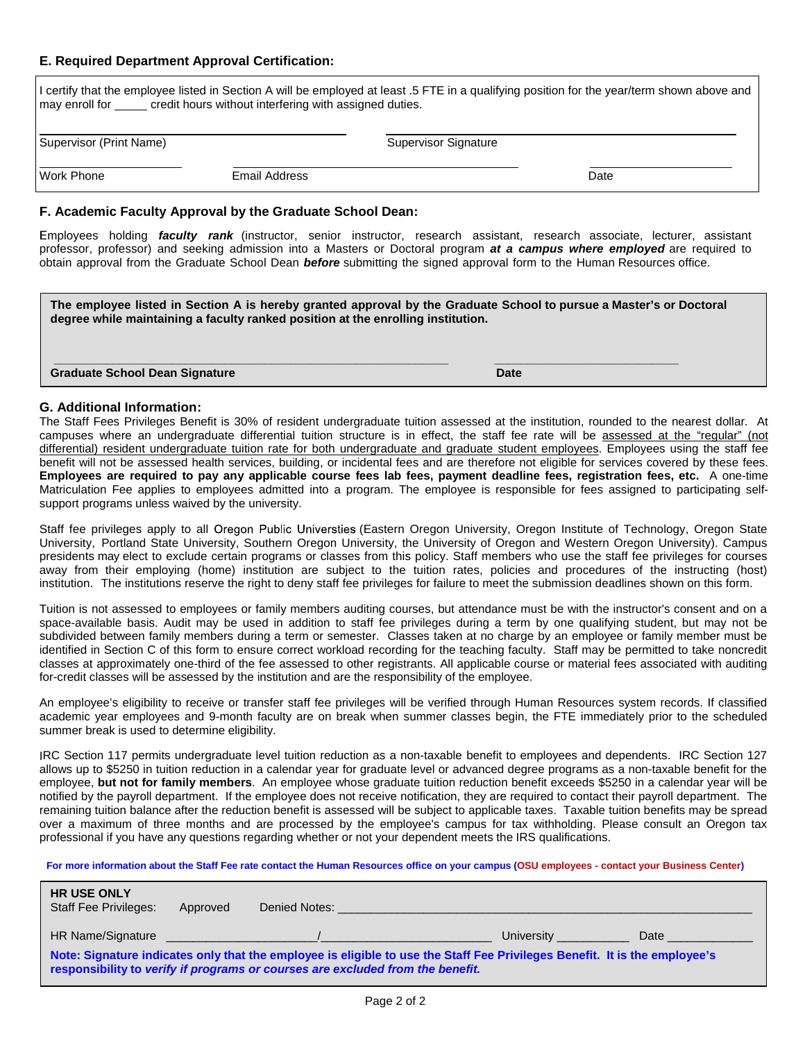### E. Required Department Approval Certification:

I certify that the employee listed in Section A will be employed at least .5 FTE in a qualifying position for the year/term shown above and may enroll for _____ credit hours without interfering with assigned duties.

Supervisor (Print Name) ______________________ Supervisor Signature ______________________

Work Phone ______________ Email Address ______________________ Date ______________

### F. Academic Faculty Approval by the Graduate School Dean:

Employees holding ***faculty rank*** (instructor, senior instructor, research assistant, research associate, lecturer, assistant professor, professor) and seeking admission into a Masters or Doctoral program ***at a campus where employed*** are required to obtain approval from the Graduate School Dean ***before*** submitting the signed approval form to the Human Resources office.

**The employee listed in Section A is hereby granted approval by the Graduate School to pursue a Master's or Doctoral degree while maintaining a faculty ranked position at the enrolling institution.**

**Graduate School Dean Signature** ______________________ **Date** ______________

### G. Additional Information:

The Staff Fees Privileges Benefit is 30% of resident undergraduate tuition assessed at the institution, rounded to the nearest dollar. At campuses where an undergraduate differential tuition structure is in effect, the staff fee rate will be assessed at the "regular" (not differential) resident undergraduate tuition rate for both undergraduate and graduate student employees. Employees using the staff fee benefit will not be assessed health services, building, or incidental fees and are therefore not eligible for services covered by these fees. **Employees are required to pay any applicable course fees lab fees, payment deadline fees, registration fees, etc.** A one-time Matriculation Fee applies to employees admitted into a program. The employee is responsible for fees assigned to participating self-support programs unless waived by the university.

Staff fee privileges apply to all Oregon Public Universties (Eastern Oregon University, Oregon Institute of Technology, Oregon State University, Portland State University, Southern Oregon University, the University of Oregon and Western Oregon University). Campus presidents may elect to exclude certain programs or classes from this policy. Staff members who use the staff fee privileges for courses away from their employing (home) institution are subject to the tuition rates, policies and procedures of the instructing (host) institution. The institutions reserve the right to deny staff fee privileges for failure to meet the submission deadlines shown on this form.

Tuition is not assessed to employees or family members auditing courses, but attendance must be with the instructor's consent and on a space-available basis. Audit may be used in addition to staff fee privileges during a term by one qualifying student, but may not be subdivided between family members during a term or semester. Classes taken at no charge by an employee or family member must be identified in Section C of this form to ensure correct workload recording for the teaching faculty. Staff may be permitted to take noncredit classes at approximately one-third of the fee assessed to other registrants. All applicable course or material fees associated with auditing for-credit classes will be assessed by the institution and are the responsibility of the employee.

An employee's eligibility to receive or transfer staff fee privileges will be verified through Human Resources system records. If classified academic year employees and 9-month faculty are on break when summer classes begin, the FTE immediately prior to the scheduled summer break is used to determine eligibility.

IRC Section 117 permits undergraduate level tuition reduction as a non-taxable benefit to employees and dependents. IRC Section 127 allows up to $5250 in tuition reduction in a calendar year for graduate level or advanced degree programs as a non-taxable benefit for the employee, **but not for family members**. An employee whose graduate tuition reduction benefit exceeds $5250 in a calendar year will be notified by the payroll department. If the employee does not receive notification, they are required to contact their payroll department. The remaining tuition balance after the reduction benefit is assessed will be subject to applicable taxes. Taxable tuition benefits may be spread over a maximum of three months and are processed by the employee's campus for tax withholding. Please consult an Oregon tax professional if you have any questions regarding whether or not your dependent meets the IRS qualifications.

**For more information about the Staff Fee rate contact the Human Resources office on your campus (OSU employees - contact your Business Center)**

**HR USE ONLY**

Staff Fee Privileges: Approved Denied Notes: ______________________________________________

HR Name/Signature ______________________/______________________ University ___________ Date _____________

**Note: Signature indicates only that the employee is eligible to use the Staff Fee Privileges Benefit. It is the employee's responsibility to *verify if programs or courses are excluded from the benefit.***